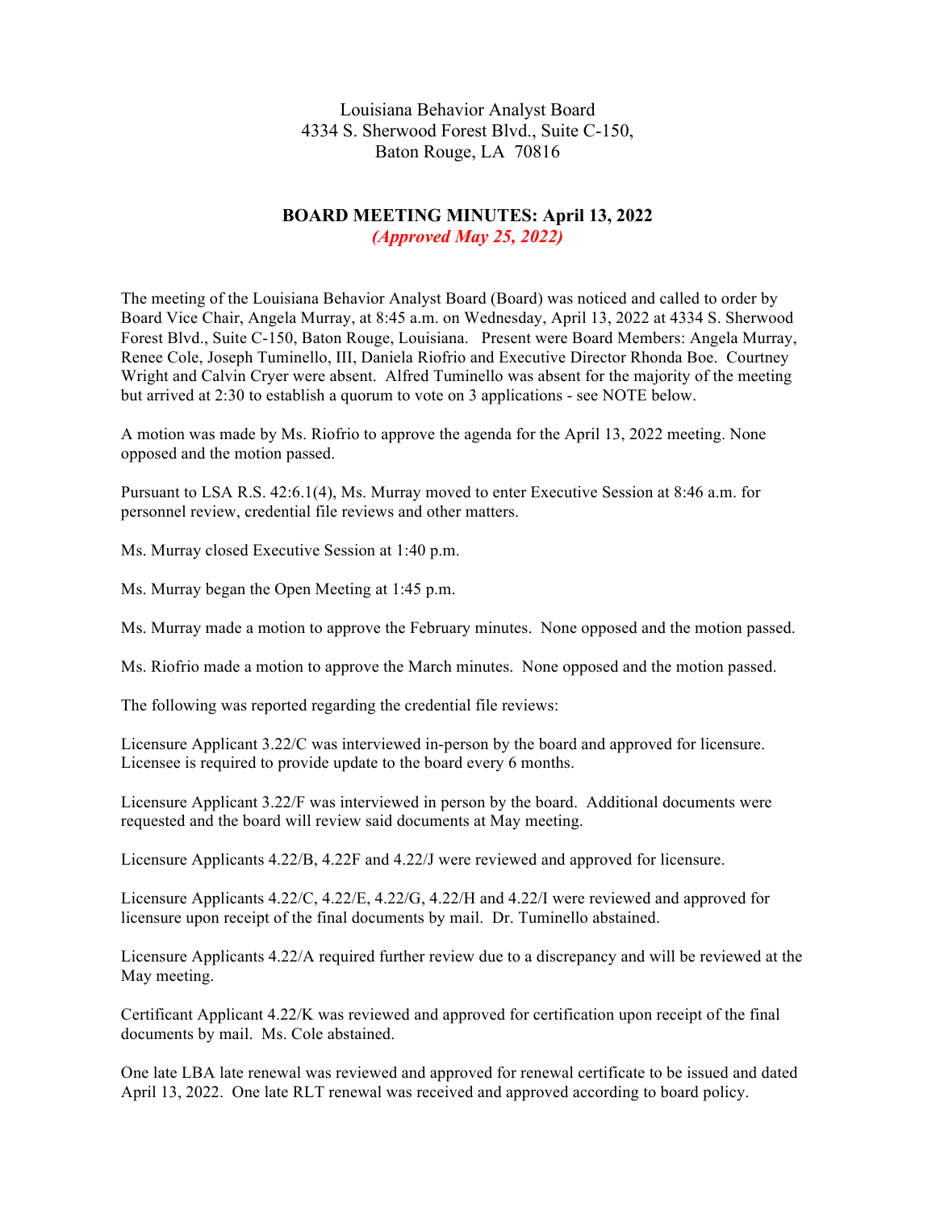Louisiana Behavior Analyst Board
4334 S. Sherwood Forest Blvd., Suite C-150,
Baton Rouge, LA 70816

# BOARD MEETING MINUTES: April 13, 2022

***(Approved May 25, 2022)***

The meeting of the Louisiana Behavior Analyst Board (Board) was noticed and called to order by Board Vice Chair, Angela Murray, at 8:45 a.m. on Wednesday, April 13, 2022 at 4334 S. Sherwood Forest Blvd., Suite C-150, Baton Rouge, Louisiana. Present were Board Members: Angela Murray, Renee Cole, Joseph Tuminello, III, Daniela Riofrio and Executive Director Rhonda Boe. Courtney Wright and Calvin Cryer were absent. Alfred Tuminello was absent for the majority of the meeting but arrived at 2:30 to establish a quorum to vote on 3 applications - see NOTE below.

A motion was made by Ms. Riofrio to approve the agenda for the April 13, 2022 meeting. None opposed and the motion passed.

Pursuant to LSA R.S. 42:6.1(4), Ms. Murray moved to enter Executive Session at 8:46 a.m. for personnel review, credential file reviews and other matters.

Ms. Murray closed Executive Session at 1:40 p.m.

Ms. Murray began the Open Meeting at 1:45 p.m.

Ms. Murray made a motion to approve the February minutes. None opposed and the motion passed.

Ms. Riofrio made a motion to approve the March minutes. None opposed and the motion passed.

The following was reported regarding the credential file reviews:

Licensure Applicant 3.22/C was interviewed in-person by the board and approved for licensure. Licensee is required to provide update to the board every 6 months.

Licensure Applicant 3.22/F was interviewed in person by the board. Additional documents were requested and the board will review said documents at May meeting.

Licensure Applicants 4.22/B, 4.22F and 4.22/J were reviewed and approved for licensure.

Licensure Applicants 4.22/C, 4.22/E, 4.22/G, 4.22/H and 4.22/I were reviewed and approved for licensure upon receipt of the final documents by mail. Dr. Tuminello abstained.

Licensure Applicants 4.22/A required further review due to a discrepancy and will be reviewed at the May meeting.

Certificant Applicant 4.22/K was reviewed and approved for certification upon receipt of the final documents by mail. Ms. Cole abstained.

One late LBA late renewal was reviewed and approved for renewal certificate to be issued and dated April 13, 2022. One late RLT renewal was received and approved according to board policy.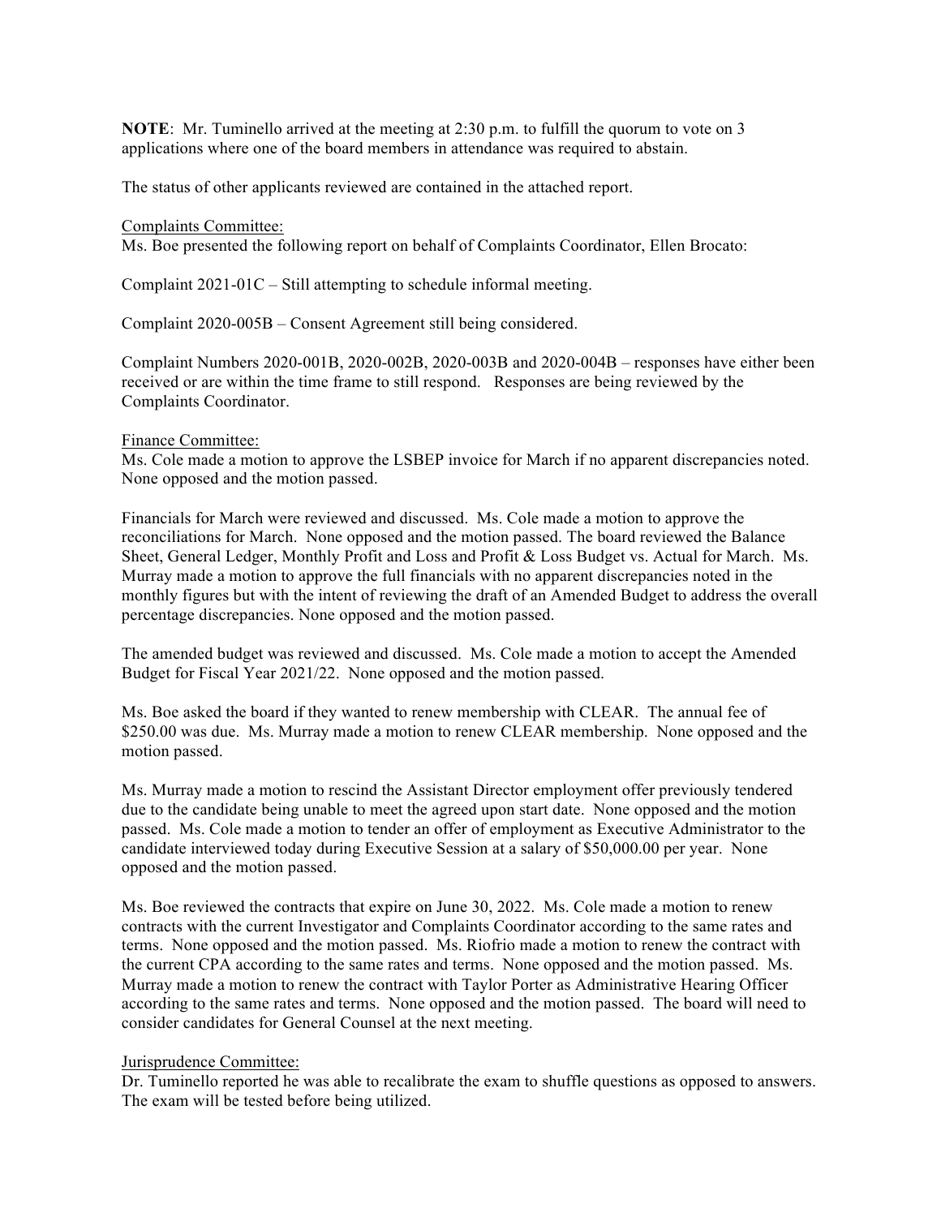**NOTE**: Mr. Tuminello arrived at the meeting at 2:30 p.m. to fulfill the quorum to vote on 3 applications where one of the board members in attendance was required to abstain.

The status of other applicants reviewed are contained in the attached report.

Complaints Committee:

Ms. Boe presented the following report on behalf of Complaints Coordinator, Ellen Brocato:

Complaint 2021-01C – Still attempting to schedule informal meeting.

Complaint 2020-005B – Consent Agreement still being considered.

Complaint Numbers 2020-001B, 2020-002B, 2020-003B and 2020-004B – responses have either been received or are within the time frame to still respond. Responses are being reviewed by the Complaints Coordinator.

Finance Committee:

Ms. Cole made a motion to approve the LSBEP invoice for March if no apparent discrepancies noted. None opposed and the motion passed.

Financials for March were reviewed and discussed. Ms. Cole made a motion to approve the reconciliations for March. None opposed and the motion passed. The board reviewed the Balance Sheet, General Ledger, Monthly Profit and Loss and Profit & Loss Budget vs. Actual for March. Ms. Murray made a motion to approve the full financials with no apparent discrepancies noted in the monthly figures but with the intent of reviewing the draft of an Amended Budget to address the overall percentage discrepancies. None opposed and the motion passed.

The amended budget was reviewed and discussed. Ms. Cole made a motion to accept the Amended Budget for Fiscal Year 2021/22. None opposed and the motion passed.

Ms. Boe asked the board if they wanted to renew membership with CLEAR. The annual fee of $250.00 was due. Ms. Murray made a motion to renew CLEAR membership. None opposed and the motion passed.

Ms. Murray made a motion to rescind the Assistant Director employment offer previously tendered due to the candidate being unable to meet the agreed upon start date. None opposed and the motion passed. Ms. Cole made a motion to tender an offer of employment as Executive Administrator to the candidate interviewed today during Executive Session at a salary of $50,000.00 per year. None opposed and the motion passed.

Ms. Boe reviewed the contracts that expire on June 30, 2022. Ms. Cole made a motion to renew contracts with the current Investigator and Complaints Coordinator according to the same rates and terms. None opposed and the motion passed. Ms. Riofrio made a motion to renew the contract with the current CPA according to the same rates and terms. None opposed and the motion passed. Ms. Murray made a motion to renew the contract with Taylor Porter as Administrative Hearing Officer according to the same rates and terms. None opposed and the motion passed. The board will need to consider candidates for General Counsel at the next meeting.

Jurisprudence Committee:

Dr. Tuminello reported he was able to recalibrate the exam to shuffle questions as opposed to answers. The exam will be tested before being utilized.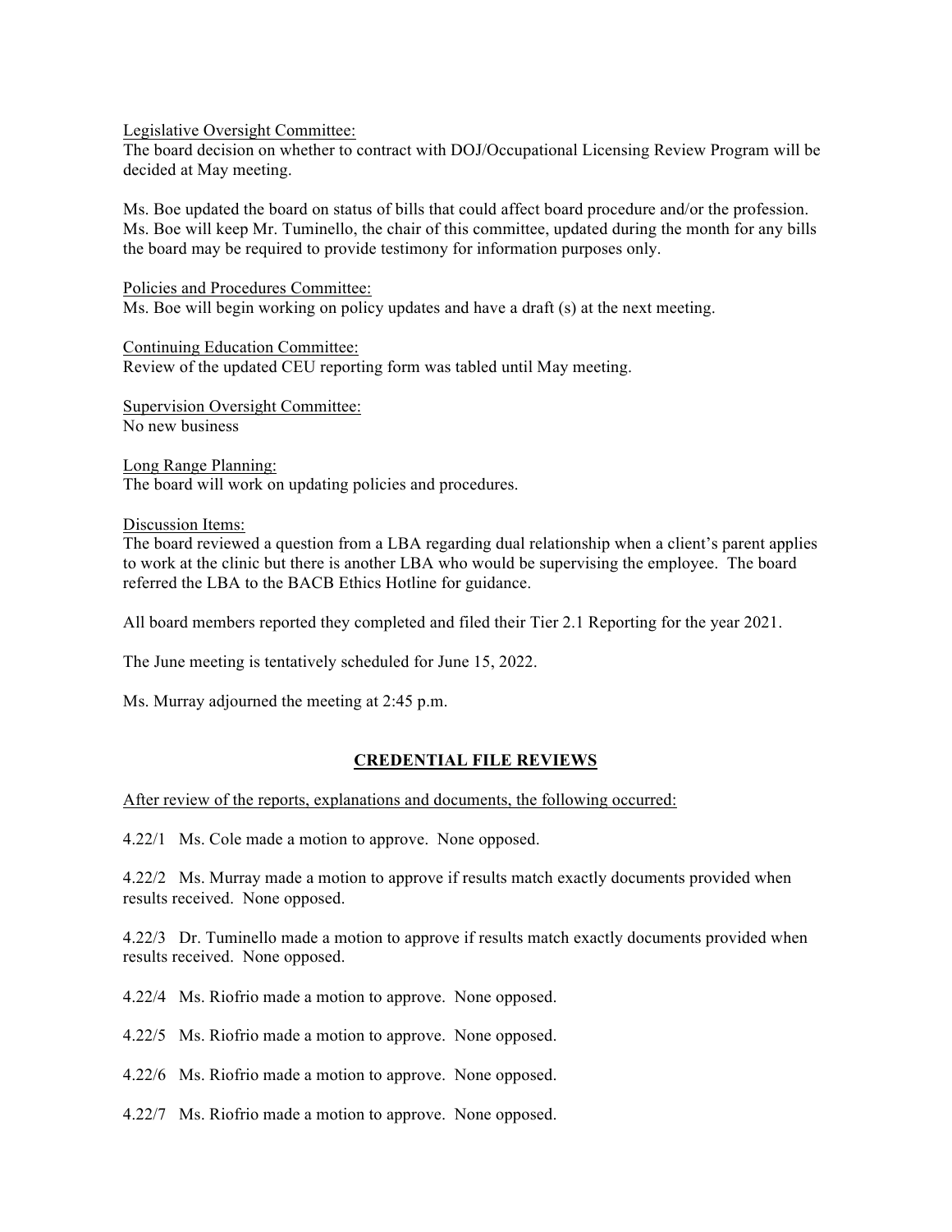Legislative Oversight Committee:
The board decision on whether to contract with DOJ/Occupational Licensing Review Program will be decided at May meeting.

Ms. Boe updated the board on status of bills that could affect board procedure and/or the profession. Ms. Boe will keep Mr. Tuminello, the chair of this committee, updated during the month for any bills the board may be required to provide testimony for information purposes only.

Policies and Procedures Committee:
Ms. Boe will begin working on policy updates and have a draft (s) at the next meeting.

Continuing Education Committee:
Review of the updated CEU reporting form was tabled until May meeting.

Supervision Oversight Committee:
No new business

Long Range Planning:
The board will work on updating policies and procedures.

Discussion Items:
The board reviewed a question from a LBA regarding dual relationship when a client's parent applies to work at the clinic but there is another LBA who would be supervising the employee. The board referred the LBA to the BACB Ethics Hotline for guidance.

All board members reported they completed and filed their Tier 2.1 Reporting for the year 2021.

The June meeting is tentatively scheduled for June 15, 2022.

Ms. Murray adjourned the meeting at 2:45 p.m.

## CREDENTIAL FILE REVIEWS

After review of the reports, explanations and documents, the following occurred:

4.22/1 Ms. Cole made a motion to approve. None opposed.

4.22/2 Ms. Murray made a motion to approve if results match exactly documents provided when results received. None opposed.

4.22/3 Dr. Tuminello made a motion to approve if results match exactly documents provided when results received. None opposed.

4.22/4 Ms. Riofrio made a motion to approve. None opposed.

4.22/5 Ms. Riofrio made a motion to approve. None opposed.

4.22/6 Ms. Riofrio made a motion to approve. None opposed.

4.22/7 Ms. Riofrio made a motion to approve. None opposed.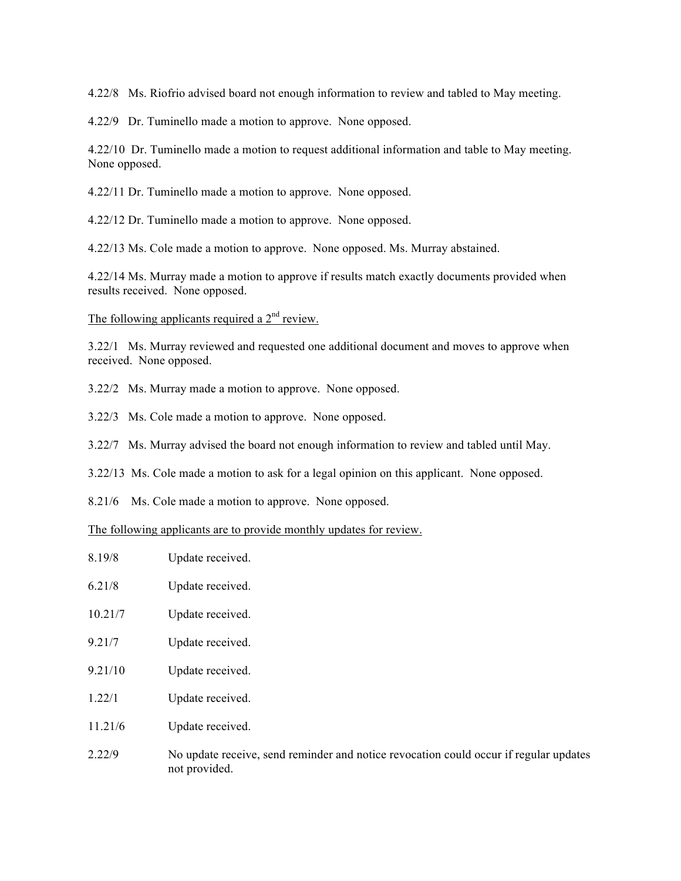4.22/8 Ms. Riofrio advised board not enough information to review and tabled to May meeting.

4.22/9 Dr. Tuminello made a motion to approve. None opposed.

4.22/10 Dr. Tuminello made a motion to request additional information and table to May meeting. None opposed.

4.22/11 Dr. Tuminello made a motion to approve. None opposed.

4.22/12 Dr. Tuminello made a motion to approve. None opposed.

4.22/13 Ms. Cole made a motion to approve. None opposed. Ms. Murray abstained.

4.22/14 Ms. Murray made a motion to approve if results match exactly documents provided when results received. None opposed.

<u>The following applicants required a 2nd review.</u>

3.22/1 Ms. Murray reviewed and requested one additional document and moves to approve when received. None opposed.

3.22/2 Ms. Murray made a motion to approve. None opposed.

3.22/3 Ms. Cole made a motion to approve. None opposed.

3.22/7 Ms. Murray advised the board not enough information to review and tabled until May.

3.22/13 Ms. Cole made a motion to ask for a legal opinion on this applicant. None opposed.

8.21/6 Ms. Cole made a motion to approve. None opposed.

<u>The following applicants are to provide monthly updates for review.</u>

| | |
|---|---|
| 8.19/8 | Update received. |
| 6.21/8 | Update received. |
| 10.21/7 | Update received. |
| 9.21/7 | Update received. |
| 9.21/10 | Update received. |
| 1.22/1 | Update received. |
| 11.21/6 | Update received. |
| 2.22/9 | No update receive, send reminder and notice revocation could occur if regular updates not provided. |